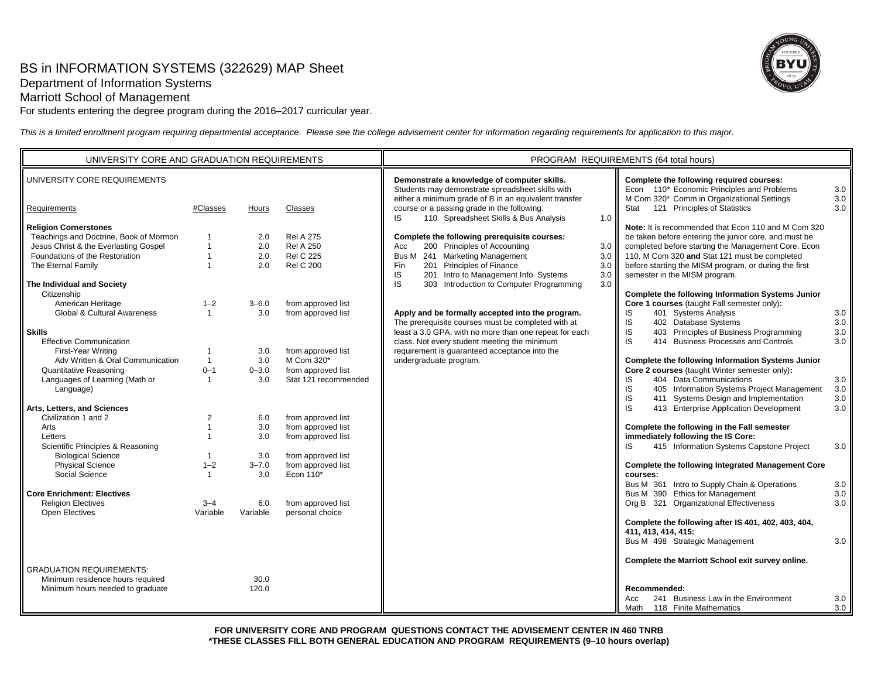# BS in INFORMATION SYSTEMS (322629) MAP Sheet

Department of Information Systems

Marriott School of Management

For students entering the degree program during the 2016–2017 curricular year.

*This is a limited enrollment program requiring departmental acceptance. Please see the college advisement center for information regarding requirements for application to this major.*

## UNIVERSITY CORE AND GRADUATION REQUIREMENTS

### UNIVERSITY CORE REQUIREMENTS

| Requirements | #Classes | Hours | Classes |
|---|---|---|---|
| **Religion Cornerstones** | | | |
| Teachings and Doctrine, Book of Mormon | 1 | 2.0 | Rel A 275 |
| Jesus Christ & the Everlasting Gospel | 1 | 2.0 | Rel A 250 |
| Foundations of the Restoration | 1 | 2.0 | Rel C 225 |
| The Eternal Family | 1 | 2.0 | Rel C 200 |
| **The Individual and Society** | | | |
| Citizenship | | | |
| American Heritage | 1–2 | 3–6.0 | from approved list |
| Global & Cultural Awareness | 1 | 3.0 | from approved list |
| **Skills** | | | |
| Effective Communication | | | |
| First-Year Writing | 1 | 3.0 | from approved list |
| Adv Written & Oral Communication | 1 | 3.0 | M Com 320* |
| Quantitative Reasoning | 0–1 | 0–3.0 | from approved list |
| Languages of Learning (Math or Language) | 1 | 3.0 | Stat 121 recommended |
| **Arts, Letters, and Sciences** | | | |
| Civilization 1 and 2 | 2 | 6.0 | from approved list |
| Arts | 1 | 3.0 | from approved list |
| Letters | 1 | 3.0 | from approved list |
| Scientific Principles & Reasoning | | | |
| Biological Science | 1 | 3.0 | from approved list |
| Physical Science | 1–2 | 3–7.0 | from approved list |
| Social Science | 1 | 3.0 | Econ 110* |
| **Core Enrichment: Electives** | | | |
| Religion Electives | 3–4 | 6.0 | from approved list |
| Open Electives | Variable | Variable | personal choice |

### GRADUATION REQUIREMENTS:

| | Hours |
|---|---|
| Minimum residence hours required | 30.0 |
| Minimum hours needed to graduate | 120.0 |

## PROGRAM REQUIREMENTS (64 total hours)

**Demonstrate a knowledge of computer skills.**
Students may demonstrate spreadsheet skills with either a minimum grade of B in an equivalent transfer course or a passing grade in the following:

| | | | |
|---|---|---|---|
| IS | 110 | Spreadsheet Skills & Bus Analysis | 1.0 |

**Complete the following prerequisite courses:**

| | | | |
|---|---|---|---|
| Acc | 200 | Principles of Accounting | 3.0 |
| Bus M | 241 | Marketing Management | 3.0 |
| Fin | 201 | Principles of Finance | 3.0 |
| IS | 201 | Intro to Management Info. Systems | 3.0 |
| IS | 303 | Introduction to Computer Programming | 3.0 |

**Apply and be formally accepted into the program.**
The prerequisite courses must be completed with at least a 3.0 GPA, with no more than one repeat for each class. Not every student meeting the minimum requirement is guaranteed acceptance into the undergraduate program.

**Complete the following required courses:**

| | | | |
|---|---|---|---|
| Econ | 110* | Economic Principles and Problems | 3.0 |
| M Com | 320* | Comm in Organizational Settings | 3.0 |
| Stat | 121 | Principles of Statistics | 3.0 |

**Note:** It is recommended that Econ 110 and M Com 320 be taken before entering the junior core, and must be completed before starting the Management Core. Econ 110, M Com 320 **and** Stat 121 must be completed before starting the MISM program, or during the first semester in the MISM program.

**Complete the following Information Systems Junior Core 1 courses** (taught Fall semester only)**:**

| | | | |
|---|---|---|---|
| IS | 401 | Systems Analysis | 3.0 |
| IS | 402 | Database Systems | 3.0 |
| IS | 403 | Principles of Business Programming | 3.0 |
| IS | 414 | Business Processes and Controls | 3.0 |

**Complete the following Information Systems Junior Core 2 courses** (taught Winter semester only)**:**

| | | | |
|---|---|---|---|
| IS | 404 | Data Communications | 3.0 |
| IS | 405 | Information Systems Project Management | 3.0 |
| IS | 411 | Systems Design and Implementation | 3.0 |
| IS | 413 | Enterprise Application Development | 3.0 |

**Complete the following in the Fall semester immediately following the IS Core:**

| | | | |
|---|---|---|---|
| IS | 415 | Information Systems Capstone Project | 3.0 |

**Complete the following Integrated Management Core courses:**

| | | | |
|---|---|---|---|
| Bus M | 361 | Intro to Supply Chain & Operations | 3.0 |
| Bus M | 390 | Ethics for Management | 3.0 |
| Org B | 321 | Organizational Effectiveness | 3.0 |

**Complete the following after IS 401, 402, 403, 404, 411, 413, 414, 415:**

| | | | |
|---|---|---|---|
| Bus M | 498 | Strategic Management | 3.0 |

**Complete the Marriott School exit survey online.**

**Recommended:**

| | | | |
|---|---|---|---|
| Acc | 241 | Business Law in the Environment | 3.0 |
| Math | 118 | Finite Mathematics | 3.0 |

**FOR UNIVERSITY CORE AND PROGRAM QUESTIONS CONTACT THE ADVISEMENT CENTER IN 460 TNRB**

**\*THESE CLASSES FILL BOTH GENERAL EDUCATION AND PROGRAM REQUIREMENTS (9–10 hours overlap)**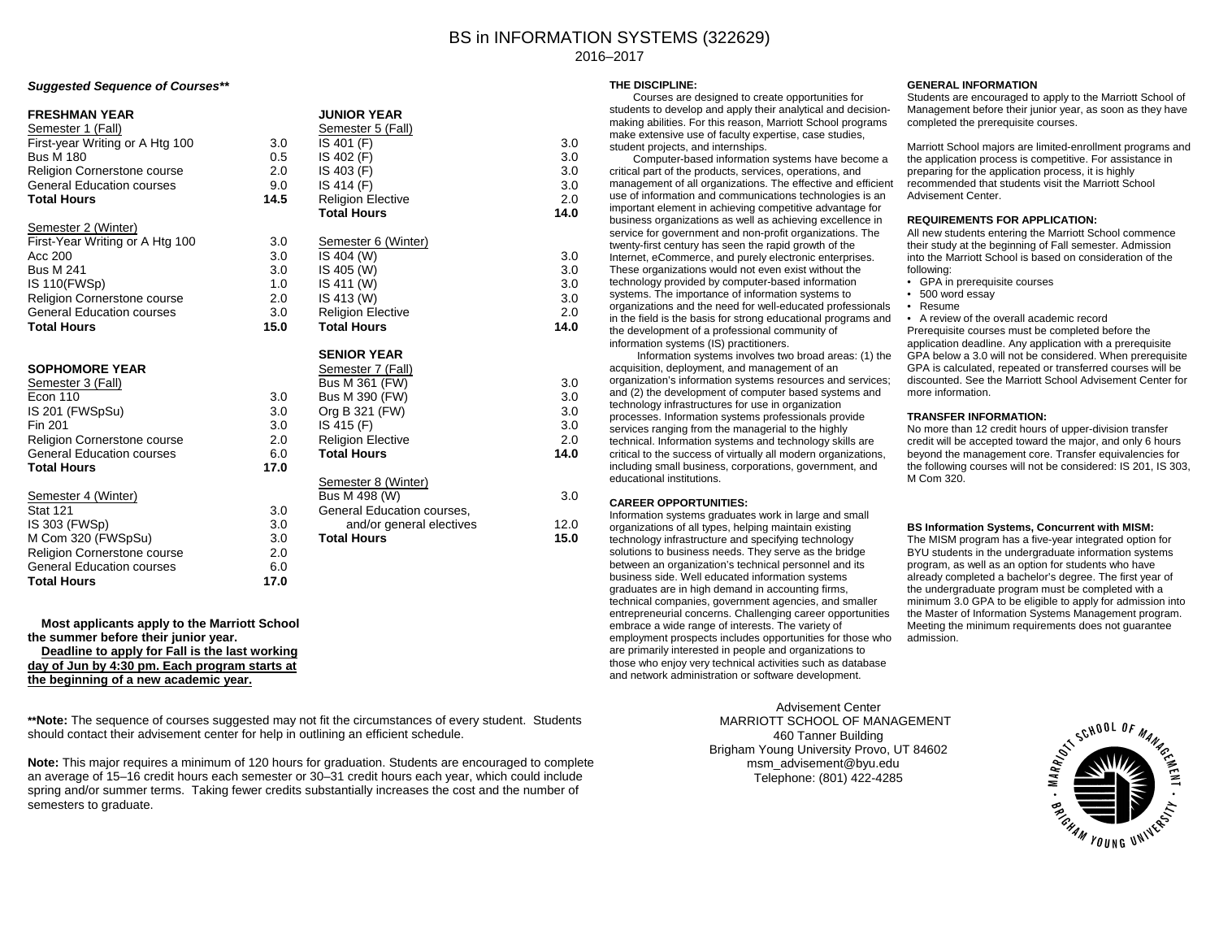# BS in INFORMATION SYSTEMS (322629)

2016–2017

***Suggested Sequence of Courses****

## FRESHMAN YEAR

Semester 1 (Fall)

| | |
|---|---|
| First-year Writing or A Htg 100 | 3.0 |
| Bus M 180 | 0.5 |
| Religion Cornerstone course | 2.0 |
| General Education courses | 9.0 |
| **Total Hours** | **14.5** |

Semester 2 (Winter)

| | |
|---|---|
| First-Year Writing or A Htg 100 | 3.0 |
| Acc 200 | 3.0 |
| Bus M 241 | 3.0 |
| IS 110(FWSp) | 1.0 |
| Religion Cornerstone course | 2.0 |
| General Education courses | 3.0 |
| **Total Hours** | **15.0** |

## SOPHOMORE YEAR

Semester 3 (Fall)

| | |
|---|---|
| Econ 110 | 3.0 |
| IS 201 (FWSpSu) | 3.0 |
| Fin 201 | 3.0 |
| Religion Cornerstone course | 2.0 |
| General Education courses | 6.0 |
| **Total Hours** | **17.0** |

Semester 4 (Winter)

| | |
|---|---|
| Stat 121 | 3.0 |
| IS 303 (FWSp) | 3.0 |
| M Com 320 (FWSpSu) | 3.0 |
| Religion Cornerstone course | 2.0 |
| General Education courses | 6.0 |
| **Total Hours** | **17.0** |

**Most applicants apply to the Marriott School the summer before their junior year.**

**<u>Deadline to apply for Fall is the last working day of Jun by 4:30 pm. Each program starts at the beginning of a new academic year.</u>**

## JUNIOR YEAR

Semester 5 (Fall)

| | |
|---|---|
| IS 401 (F) | 3.0 |
| IS 402 (F) | 3.0 |
| IS 403 (F) | 3.0 |
| IS 414 (F) | 3.0 |
| Religion Elective | 2.0 |
| **Total Hours** | **14.0** |

Semester 6 (Winter)

| | |
|---|---|
| IS 404 (W) | 3.0 |
| IS 405 (W) | 3.0 |
| IS 411 (W) | 3.0 |
| IS 413 (W) | 3.0 |
| Religion Elective | 2.0 |
| **Total Hours** | **14.0** |

## SENIOR YEAR

Semester 7 (Fall)

| | |
|---|---|
| Bus M 361 (FW) | 3.0 |
| Bus M 390 (FW) | 3.0 |
| Org B 321 (FW) | 3.0 |
| IS 415 (F) | 3.0 |
| Religion Elective | 2.0 |
| **Total Hours** | **14.0** |

Semester 8 (Winter)

| | |
|---|---|
| Bus M 498 (W) | 3.0 |
| General Education courses, and/or general electives | 12.0 |
| **Total Hours** | **15.0** |

****Note:** The sequence of courses suggested may not fit the circumstances of every student. Students should contact their advisement center for help in outlining an efficient schedule.

**Note:** This major requires a minimum of 120 hours for graduation. Students are encouraged to complete an average of 15–16 credit hours each semester or 30–31 credit hours each year, which could include spring and/or summer terms. Taking fewer credits substantially increases the cost and the number of semesters to graduate.

### THE DISCIPLINE:

Courses are designed to create opportunities for students to develop and apply their analytical and decision-making abilities. For this reason, Marriott School programs make extensive use of faculty expertise, case studies, student projects, and internships.

Computer-based information systems have become a critical part of the products, services, operations, and management of all organizations. The effective and efficient use of information and communications technologies is an important element in achieving competitive advantage for business organizations as well as achieving excellence in service for government and non-profit organizations. The twenty-first century has seen the rapid growth of the Internet, eCommerce, and purely electronic enterprises. These organizations would not even exist without the technology provided by computer-based information systems. The importance of information systems to organizations and the need for well-educated professionals in the field is the basis for strong educational programs and the development of a professional community of information systems (IS) practitioners.

Information systems involves two broad areas: (1) the acquisition, deployment, and management of an organization's information systems resources and services; and (2) the development of computer based systems and technology infrastructures for use in organization processes. Information systems professionals provide services ranging from the managerial to the highly technical. Information systems and technology skills are critical to the success of virtually all modern organizations, including small business, corporations, government, and educational institutions.

### CAREER OPPORTUNITIES:

Information systems graduates work in large and small organizations of all types, helping maintain existing technology infrastructure and specifying technology solutions to business needs. They serve as the bridge between an organization's technical personnel and its business side. Well educated information systems graduates are in high demand in accounting firms, technical companies, government agencies, and smaller entrepreneurial concerns. Challenging career opportunities embrace a wide range of interests. The variety of employment prospects includes opportunities for those who are primarily interested in people and organizations to those who enjoy very technical activities such as database and network administration or software development.

### GENERAL INFORMATION

Students are encouraged to apply to the Marriott School of Management before their junior year, as soon as they have completed the prerequisite courses.

Marriott School majors are limited-enrollment programs and the application process is competitive. For assistance in preparing for the application process, it is highly recommended that students visit the Marriott School Advisement Center.

### REQUIREMENTS FOR APPLICATION:

All new students entering the Marriott School commence their study at the beginning of Fall semester. Admission into the Marriott School is based on consideration of the following:

- GPA in prerequisite courses
- 500 word essay
- Resume
- A review of the overall academic record

Prerequisite courses must be completed before the application deadline. Any application with a prerequisite GPA below a 3.0 will not be considered. When prerequisite GPA is calculated, repeated or transferred courses will be discounted. See the Marriott School Advisement Center for more information.

### TRANSFER INFORMATION:

No more than 12 credit hours of upper-division transfer credit will be accepted toward the major, and only 6 hours beyond the management core. Transfer equivalencies for the following courses will not be considered: IS 201, IS 303, M Com 320.

### BS Information Systems, Concurrent with MISM:

The MISM program has a five-year integrated option for BYU students in the undergraduate information systems program, as well as an option for students who have already completed a bachelor's degree. The first year of the undergraduate program must be completed with a minimum 3.0 GPA to be eligible to apply for admission into the Master of Information Systems Management program. Meeting the minimum requirements does not guarantee admission.

Advisement Center
MARRIOTT SCHOOL OF MANAGEMENT
460 Tanner Building
Brigham Young University Provo, UT 84602
msm_advisement@byu.edu
Telephone: (801) 422-4285

MARRIOTT SCHOOL OF MANAGEMENT • BRIGHAM YOUNG UNIVERSITY •